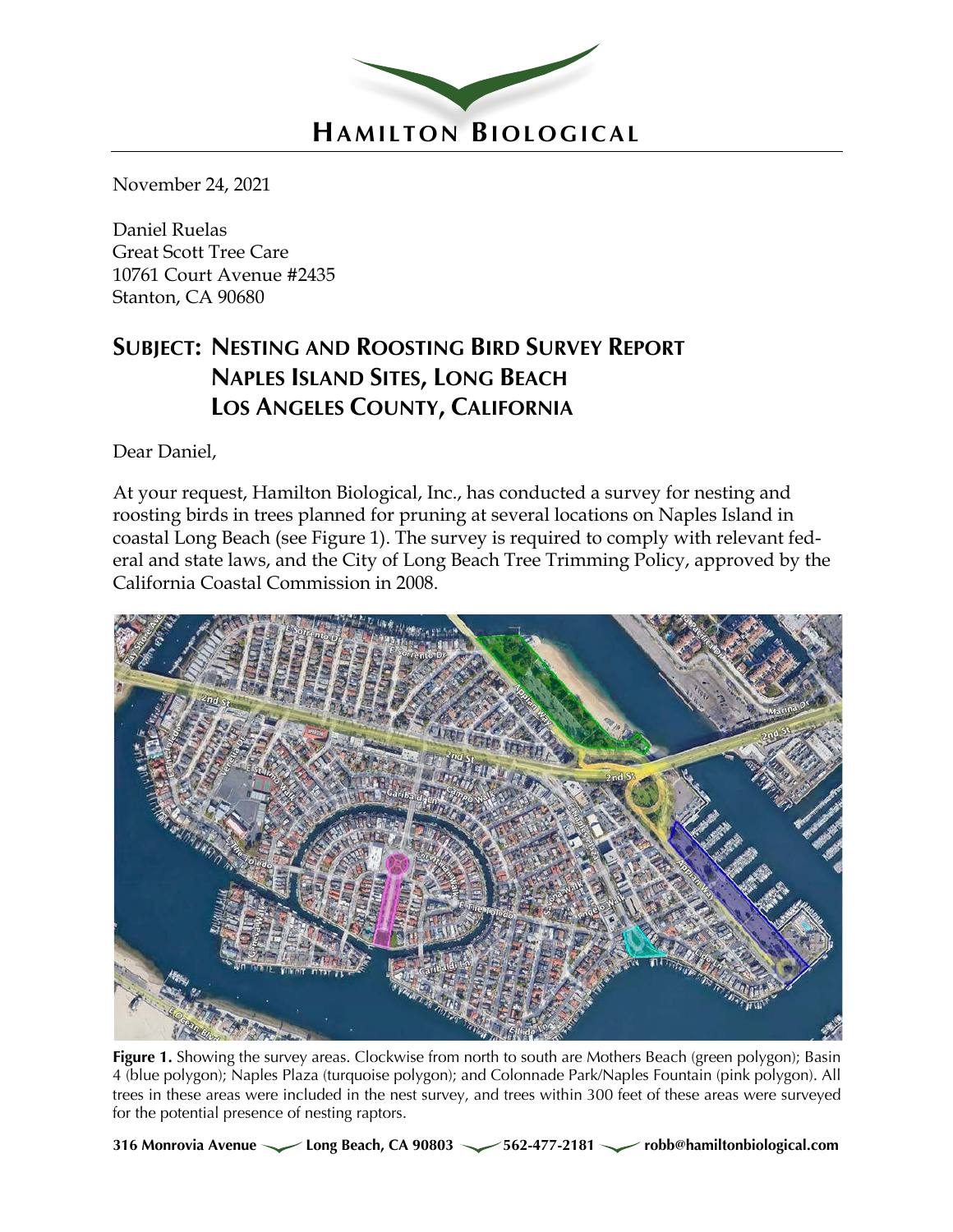# HAMILTON BIOLOGICAL

November 24, 2021

Daniel Ruelas
Great Scott Tree Care
10761 Court Avenue #2435
Stanton, CA 90680

## SUBJECT: NESTING AND ROOSTING BIRD SURVEY REPORT NAPLES ISLAND SITES, LONG BEACH LOS ANGELES COUNTY, CALIFORNIA

Dear Daniel,

At your request, Hamilton Biological, Inc., has conducted a survey for nesting and roosting birds in trees planned for pruning at several locations on Naples Island in coastal Long Beach (see Figure 1). The survey is required to comply with relevant federal and state laws, and the City of Long Beach Tree Trimming Policy, approved by the California Coastal Commission in 2008.

**Figure 1.** Showing the survey areas. Clockwise from north to south are Mothers Beach (green polygon); Basin 4 (blue polygon); Naples Plaza (turquoise polygon); and Colonnade Park/Naples Fountain (pink polygon). All trees in these areas were included in the nest survey, and trees within 300 feet of these areas were surveyed for the potential presence of nesting raptors.

316 Monrovia Avenue — Long Beach, CA 90803 — 562-477-2181 — robb@hamiltonbiological.com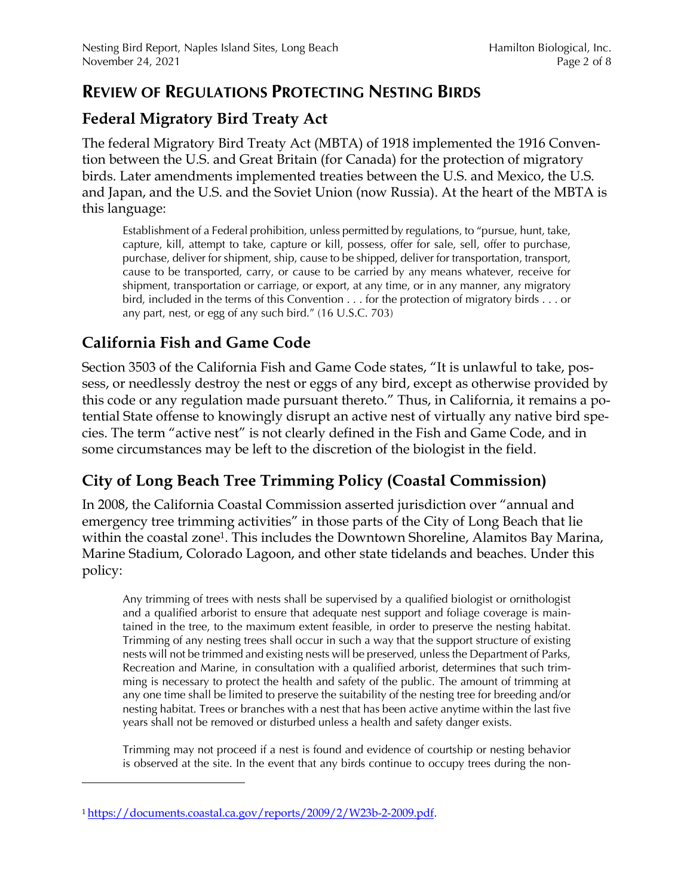## REVIEW OF REGULATIONS PROTECTING NESTING BIRDS

### Federal Migratory Bird Treaty Act

The federal Migratory Bird Treaty Act (MBTA) of 1918 implemented the 1916 Convention between the U.S. and Great Britain (for Canada) for the protection of migratory birds. Later amendments implemented treaties between the U.S. and Mexico, the U.S. and Japan, and the U.S. and the Soviet Union (now Russia). At the heart of the MBTA is this language:

> Establishment of a Federal prohibition, unless permitted by regulations, to "pursue, hunt, take, capture, kill, attempt to take, capture or kill, possess, offer for sale, sell, offer to purchase, purchase, deliver for shipment, ship, cause to be shipped, deliver for transportation, transport, cause to be transported, carry, or cause to be carried by any means whatever, receive for shipment, transportation or carriage, or export, at any time, or in any manner, any migratory bird, included in the terms of this Convention . . . for the protection of migratory birds . . . or any part, nest, or egg of any such bird." (16 U.S.C. 703)

### California Fish and Game Code

Section 3503 of the California Fish and Game Code states, "It is unlawful to take, possess, or needlessly destroy the nest or eggs of any bird, except as otherwise provided by this code or any regulation made pursuant thereto." Thus, in California, it remains a potential State offense to knowingly disrupt an active nest of virtually any native bird species. The term "active nest" is not clearly defined in the Fish and Game Code, and in some circumstances may be left to the discretion of the biologist in the field.

### City of Long Beach Tree Trimming Policy (Coastal Commission)

In 2008, the California Coastal Commission asserted jurisdiction over "annual and emergency tree trimming activities" in those parts of the City of Long Beach that lie within the coastal zone[1]. This includes the Downtown Shoreline, Alamitos Bay Marina, Marine Stadium, Colorado Lagoon, and other state tidelands and beaches. Under this policy:

> Any trimming of trees with nests shall be supervised by a qualified biologist or ornithologist and a qualified arborist to ensure that adequate nest support and foliage coverage is maintained in the tree, to the maximum extent feasible, in order to preserve the nesting habitat. Trimming of any nesting trees shall occur in such a way that the support structure of existing nests will not be trimmed and existing nests will be preserved, unless the Department of Parks, Recreation and Marine, in consultation with a qualified arborist, determines that such trimming is necessary to protect the health and safety of the public. The amount of trimming at any one time shall be limited to preserve the suitability of the nesting tree for breeding and/or nesting habitat. Trees or branches with a nest that has been active anytime within the last five years shall not be removed or disturbed unless a health and safety danger exists.
>
> Trimming may not proceed if a nest is found and evidence of courtship or nesting behavior is observed at the site. In the event that any birds continue to occupy trees during the non-

[1] https://documents.coastal.ca.gov/reports/2009/2/W23b-2-2009.pdf.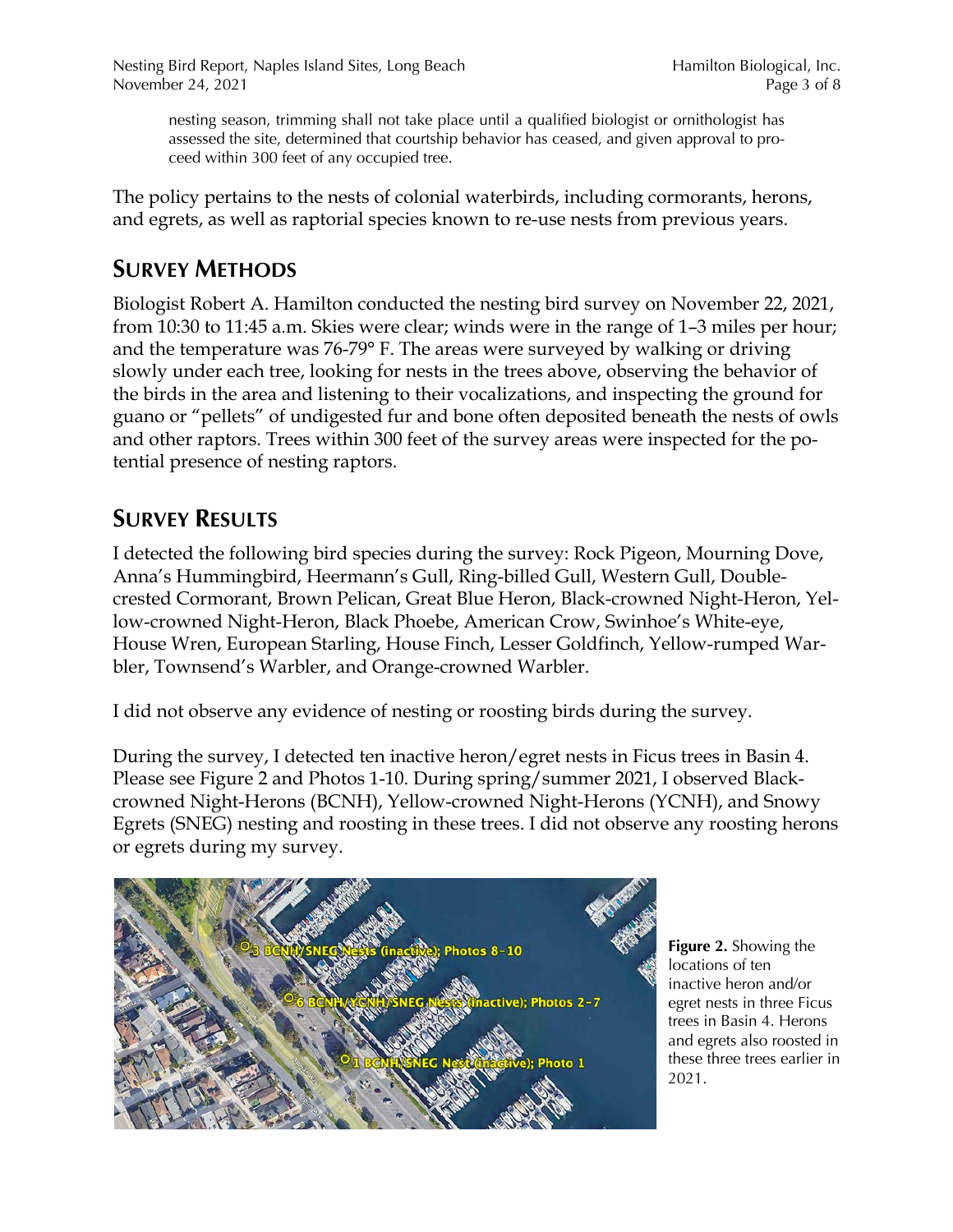nesting season, trimming shall not take place until a qualified biologist or ornithologist has assessed the site, determined that courtship behavior has ceased, and given approval to proceed within 300 feet of any occupied tree.

The policy pertains to the nests of colonial waterbirds, including cormorants, herons, and egrets, as well as raptorial species known to re-use nests from previous years.

## Survey Methods

Biologist Robert A. Hamilton conducted the nesting bird survey on November 22, 2021, from 10:30 to 11:45 a.m. Skies were clear; winds were in the range of 1–3 miles per hour; and the temperature was 76-79° F. The areas were surveyed by walking or driving slowly under each tree, looking for nests in the trees above, observing the behavior of the birds in the area and listening to their vocalizations, and inspecting the ground for guano or "pellets" of undigested fur and bone often deposited beneath the nests of owls and other raptors. Trees within 300 feet of the survey areas were inspected for the potential presence of nesting raptors.

## Survey Results

I detected the following bird species during the survey: Rock Pigeon, Mourning Dove, Anna's Hummingbird, Heermann's Gull, Ring-billed Gull, Western Gull, Double-crested Cormorant, Brown Pelican, Great Blue Heron, Black-crowned Night-Heron, Yellow-crowned Night-Heron, Black Phoebe, American Crow, Swinhoe's White-eye, House Wren, European Starling, House Finch, Lesser Goldfinch, Yellow-rumped Warbler, Townsend's Warbler, and Orange-crowned Warbler.

I did not observe any evidence of nesting or roosting birds during the survey.

During the survey, I detected ten inactive heron/egret nests in Ficus trees in Basin 4. Please see Figure 2 and Photos 1-10. During spring/summer 2021, I observed Black-crowned Night-Herons (BCNH), Yellow-crowned Night-Herons (YCNH), and Snowy Egrets (SNEG) nesting and roosting in these trees. I did not observe any roosting herons or egrets during my survey.

3 BCNH/SNEG Nests (inactive); Photos 8–10

6 BCNH/YCNH/SNEG Nests (inactive); Photos 2–7

1 BCNH/SNEG Nest (inactive); Photo 1

**Figure 2.** Showing the locations of ten inactive heron and/or egret nests in three Ficus trees in Basin 4. Herons and egrets also roosted in these three trees earlier in 2021.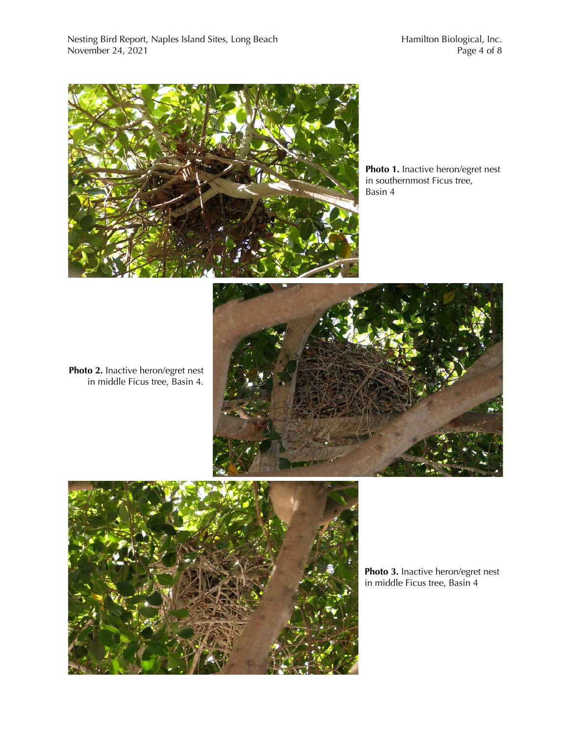**Photo 1.** Inactive heron/egret nest in southernmost Ficus tree, Basin 4

**Photo 2.** Inactive heron/egret nest in middle Ficus tree, Basin 4.

**Photo 3.** Inactive heron/egret nest in middle Ficus tree, Basin 4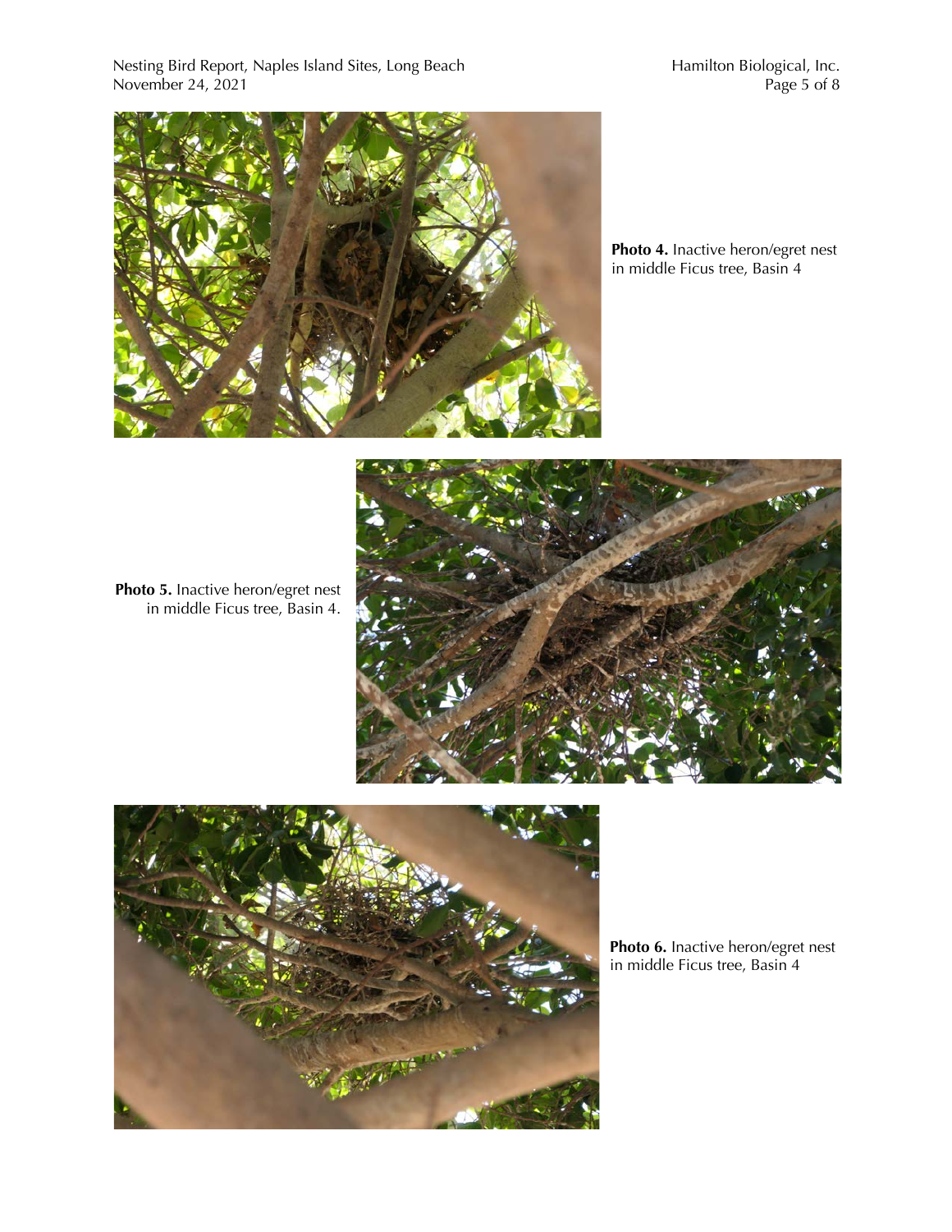**Photo 4.** Inactive heron/egret nest in middle Ficus tree, Basin 4

**Photo 5.** Inactive heron/egret nest in middle Ficus tree, Basin 4.

**Photo 6.** Inactive heron/egret nest in middle Ficus tree, Basin 4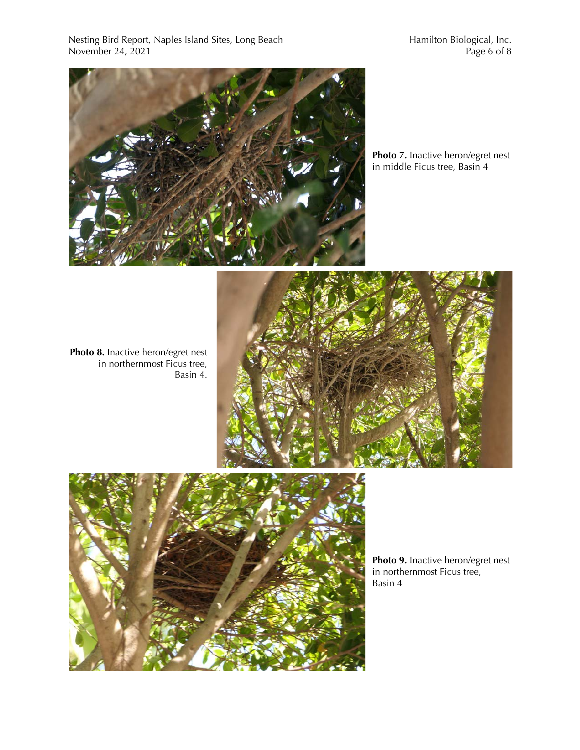**Photo 7.** Inactive heron/egret nest in middle Ficus tree, Basin 4

**Photo 8.** Inactive heron/egret nest in northernmost Ficus tree, Basin 4.

**Photo 9.** Inactive heron/egret nest in northernmost Ficus tree, Basin 4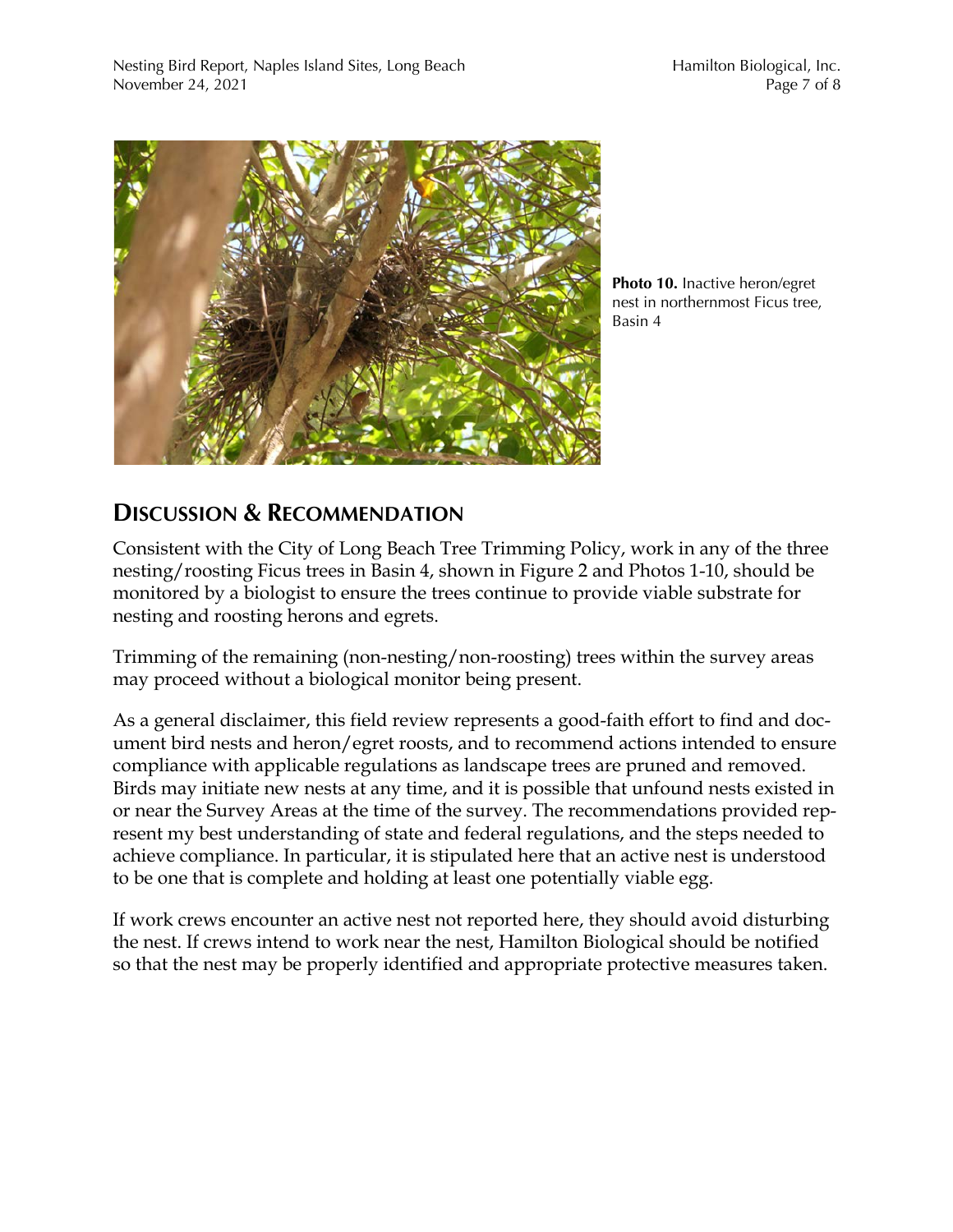**Photo 10.** Inactive heron/egret nest in northernmost Ficus tree, Basin 4

## Discussion & Recommendation

Consistent with the City of Long Beach Tree Trimming Policy, work in any of the three nesting/roosting Ficus trees in Basin 4, shown in Figure 2 and Photos 1-10, should be monitored by a biologist to ensure the trees continue to provide viable substrate for nesting and roosting herons and egrets.

Trimming of the remaining (non-nesting/non-roosting) trees within the survey areas may proceed without a biological monitor being present.

As a general disclaimer, this field review represents a good-faith effort to find and document bird nests and heron/egret roosts, and to recommend actions intended to ensure compliance with applicable regulations as landscape trees are pruned and removed. Birds may initiate new nests at any time, and it is possible that unfound nests existed in or near the Survey Areas at the time of the survey. The recommendations provided represent my best understanding of state and federal regulations, and the steps needed to achieve compliance. In particular, it is stipulated here that an active nest is understood to be one that is complete and holding at least one potentially viable egg.

If work crews encounter an active nest not reported here, they should avoid disturbing the nest. If crews intend to work near the nest, Hamilton Biological should be notified so that the nest may be properly identified and appropriate protective measures taken.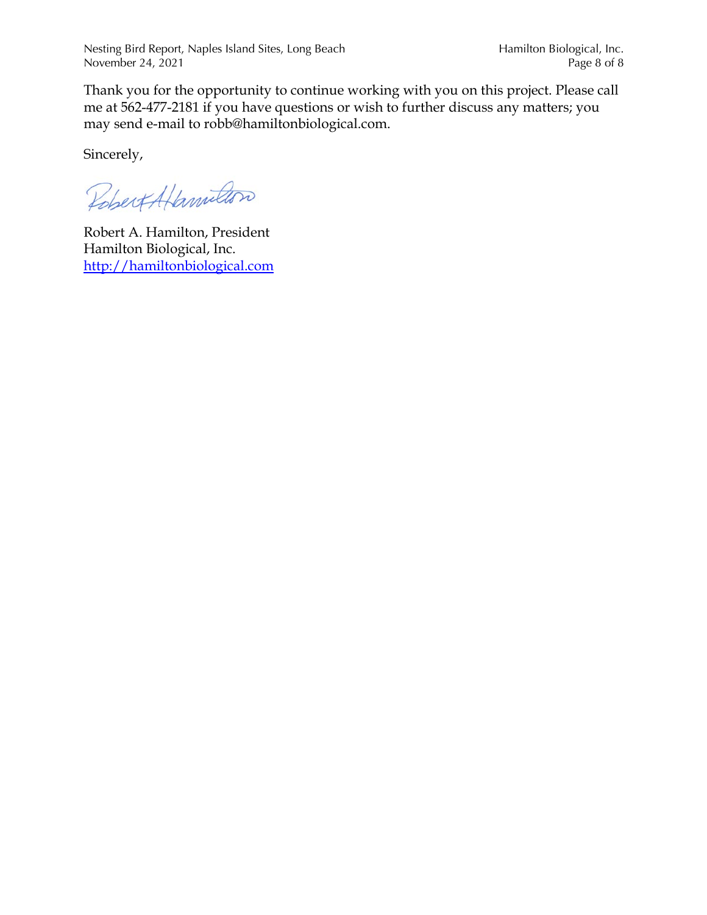Thank you for the opportunity to continue working with you on this project. Please call me at 562-477-2181 if you have questions or wish to further discuss any matters; you may send e-mail to robb@hamiltonbiological.com.

Sincerely,

Robert A. Hamilton, President
Hamilton Biological, Inc.
[http://hamiltonbiological.com](http://hamiltonbiological.com)